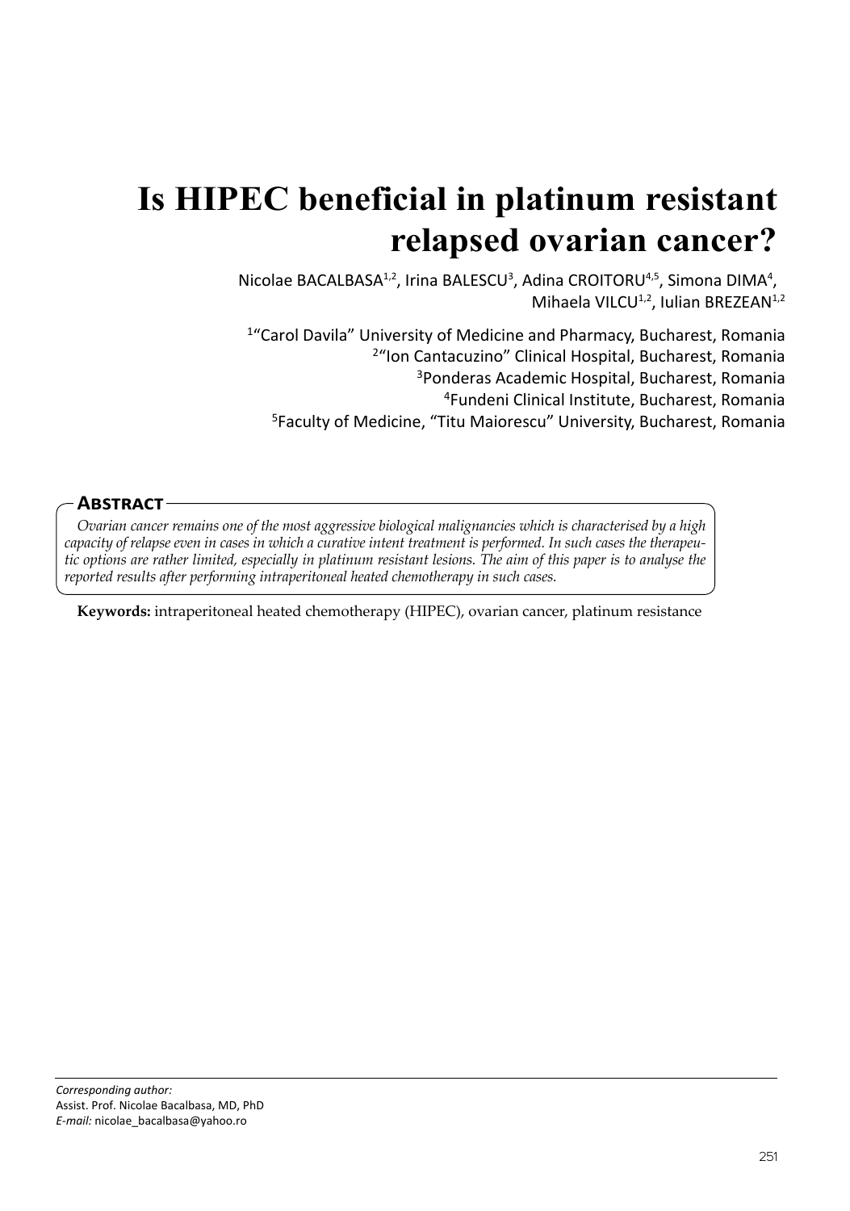# Is HIPEC beneficial in platinum resistant relapsed ovarian cancer?

Nicolae BACALBASA[1,2], Irina BALESCU[3], Adina CROITORU[4,5], Simona DIMA[4], Mihaela VILCU[1,2], Iulian BREZEAN[1,2]

[1]"Carol Davila" University of Medicine and Pharmacy, Bucharest, Romania
[2]"Ion Cantacuzino" Clinical Hospital, Bucharest, Romania
[3]Ponderas Academic Hospital, Bucharest, Romania
[4]Fundeni Clinical Institute, Bucharest, Romania
[5]Faculty of Medicine, "Titu Maiorescu" University, Bucharest, Romania

## Abstract

*Ovarian cancer remains one of the most aggressive biological malignancies which is characterised by a high capacity of relapse even in cases in which a curative intent treatment is performed. In such cases the therapeutic options are rather limited, especially in platinum resistant lesions. The aim of this paper is to analyse the reported results after performing intraperitoneal heated chemotherapy in such cases.*

**Keywords:** intraperitoneal heated chemotherapy (HIPEC), ovarian cancer, platinum resistance

*Corresponding author:*
Assist. Prof. Nicolae Bacalbasa, MD, PhD
*E-mail:* nicolae_bacalbasa@yahoo.ro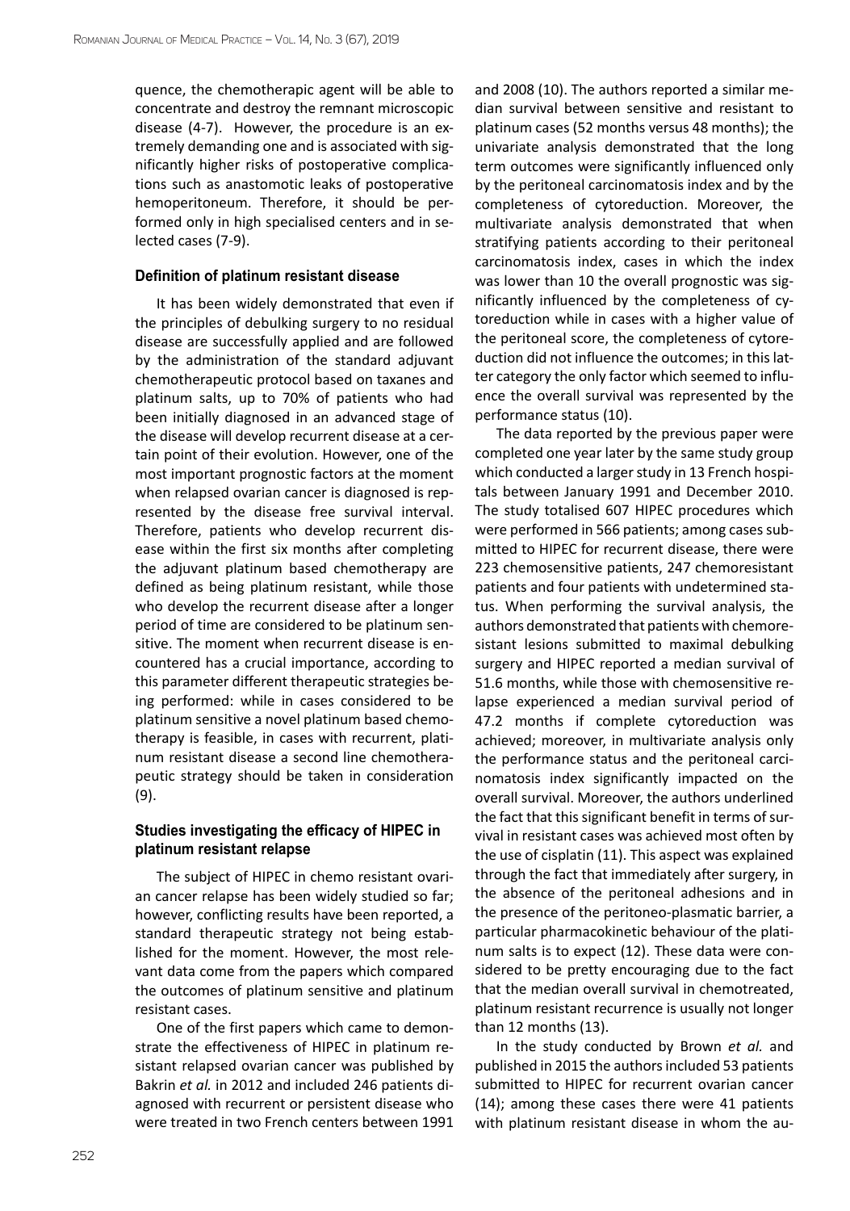quence, the chemotherapic agent will be able to concentrate and destroy the remnant microscopic disease (4-7). However, the procedure is an extremely demanding one and is associated with significantly higher risks of postoperative complications such as anastomotic leaks of postoperative hemoperitoneum. Therefore, it should be performed only in high specialised centers and in selected cases (7-9).

### Definition of platinum resistant disease

It has been widely demonstrated that even if the principles of debulking surgery to no residual disease are successfully applied and are followed by the administration of the standard adjuvant chemotherapeutic protocol based on taxanes and platinum salts, up to 70% of patients who had been initially diagnosed in an advanced stage of the disease will develop recurrent disease at a certain point of their evolution. However, one of the most important prognostic factors at the moment when relapsed ovarian cancer is diagnosed is represented by the disease free survival interval. Therefore, patients who develop recurrent disease within the first six months after completing the adjuvant platinum based chemotherapy are defined as being platinum resistant, while those who develop the recurrent disease after a longer period of time are considered to be platinum sensitive. The moment when recurrent disease is encountered has a crucial importance, according to this parameter different therapeutic strategies being performed: while in cases considered to be platinum sensitive a novel platinum based chemotherapy is feasible, in cases with recurrent, platinum resistant disease a second line chemotherapeutic strategy should be taken in consideration (9).

### Studies investigating the efficacy of HIPEC in platinum resistant relapse

The subject of HIPEC in chemo resistant ovarian cancer relapse has been widely studied so far; however, conflicting results have been reported, a standard therapeutic strategy not being established for the moment. However, the most relevant data come from the papers which compared the outcomes of platinum sensitive and platinum resistant cases.

One of the first papers which came to demonstrate the effectiveness of HIPEC in platinum resistant relapsed ovarian cancer was published by Bakrin *et al.* in 2012 and included 246 patients diagnosed with recurrent or persistent disease who were treated in two French centers between 1991 and 2008 (10). The authors reported a similar median survival between sensitive and resistant to platinum cases (52 months versus 48 months); the univariate analysis demonstrated that the long term outcomes were significantly influenced only by the peritoneal carcinomatosis index and by the completeness of cytoreduction. Moreover, the multivariate analysis demonstrated that when stratifying patients according to their peritoneal carcinomatosis index, cases in which the index was lower than 10 the overall prognostic was significantly influenced by the completeness of cytoreduction while in cases with a higher value of the peritoneal score, the completeness of cytoreduction did not influence the outcomes; in this latter category the only factor which seemed to influence the overall survival was represented by the performance status (10).

The data reported by the previous paper were completed one year later by the same study group which conducted a larger study in 13 French hospitals between January 1991 and December 2010. The study totalised 607 HIPEC procedures which were performed in 566 patients; among cases submitted to HIPEC for recurrent disease, there were 223 chemosensitive patients, 247 chemoresistant patients and four patients with undetermined status. When performing the survival analysis, the authors demonstrated that patients with chemoresistant lesions submitted to maximal debulking surgery and HIPEC reported a median survival of 51.6 months, while those with chemosensitive relapse experienced a median survival period of 47.2 months if complete cytoreduction was achieved; moreover, in multivariate analysis only the performance status and the peritoneal carcinomatosis index significantly impacted on the overall survival. Moreover, the authors underlined the fact that this significant benefit in terms of survival in resistant cases was achieved most often by the use of cisplatin (11). This aspect was explained through the fact that immediately after surgery, in the absence of the peritoneal adhesions and in the presence of the peritoneo-plasmatic barrier, a particular pharmacokinetic behaviour of the platinum salts is to expect (12). These data were considered to be pretty encouraging due to the fact that the median overall survival in chemotreated, platinum resistant recurrence is usually not longer than 12 months (13).

In the study conducted by Brown *et al.* and published in 2015 the authors included 53 patients submitted to HIPEC for recurrent ovarian cancer (14); among these cases there were 41 patients with platinum resistant disease in whom the au-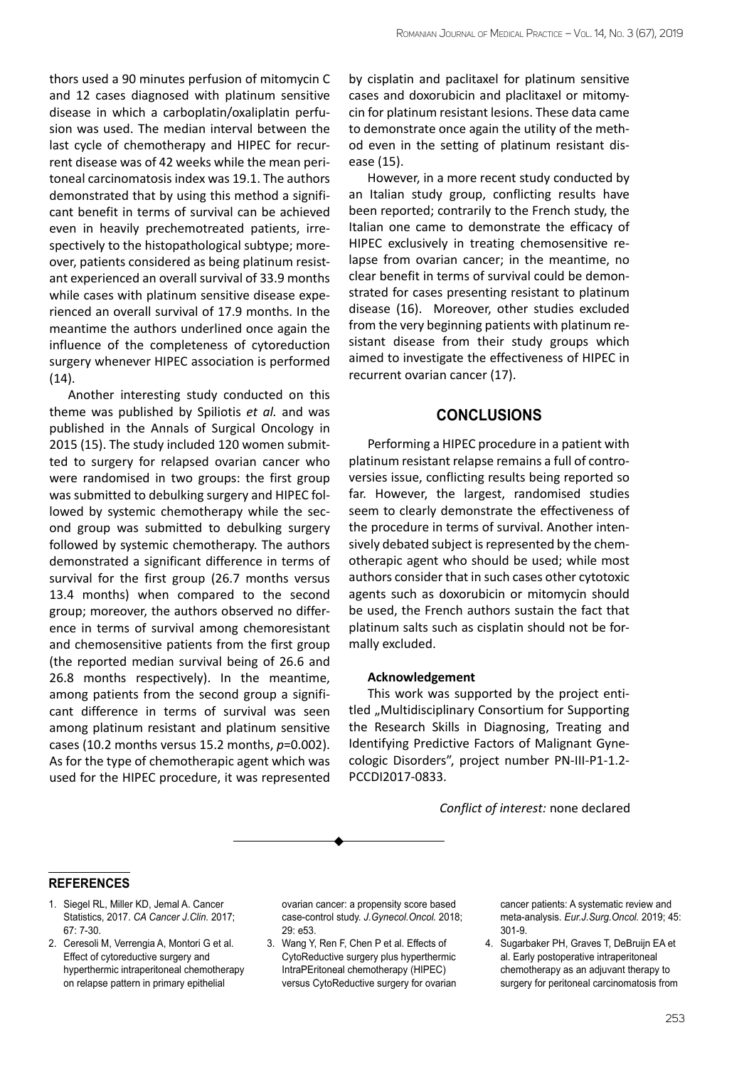thors used a 90 minutes perfusion of mitomycin C and 12 cases diagnosed with platinum sensitive disease in which a carboplatin/oxaliplatin perfusion was used. The median interval between the last cycle of chemotherapy and HIPEC for recurrent disease was of 42 weeks while the mean peritoneal carcinomatosis index was 19.1. The authors demonstrated that by using this method a significant benefit in terms of survival can be achieved even in heavily prechemotreated patients, irrespectively to the histopathological subtype; moreover, patients considered as being platinum resistant experienced an overall survival of 33.9 months while cases with platinum sensitive disease experienced an overall survival of 17.9 months. In the meantime the authors underlined once again the influence of the completeness of cytoreduction surgery whenever HIPEC association is performed (14).

Another interesting study conducted on this theme was published by Spiliotis *et al.* and was published in the Annals of Surgical Oncology in 2015 (15). The study included 120 women submitted to surgery for relapsed ovarian cancer who were randomised in two groups: the first group was submitted to debulking surgery and HIPEC followed by systemic chemotherapy while the second group was submitted to debulking surgery followed by systemic chemotherapy. The authors demonstrated a significant difference in terms of survival for the first group (26.7 months versus 13.4 months) when compared to the second group; moreover, the authors observed no difference in terms of survival among chemoresistant and chemosensitive patients from the first group (the reported median survival being of 26.6 and 26.8 months respectively). In the meantime, among patients from the second group a significant difference in terms of survival was seen among platinum resistant and platinum sensitive cases (10.2 months versus 15.2 months, $p$=0.002). As for the type of chemotherapic agent which was used for the HIPEC procedure, it was represented by cisplatin and paclitaxel for platinum sensitive cases and doxorubicin and placlitaxel or mitomycin for platinum resistant lesions. These data came to demonstrate once again the utility of the method even in the setting of platinum resistant disease (15).

However, in a more recent study conducted by an Italian study group, conflicting results have been reported; contrarily to the French study, the Italian one came to demonstrate the efficacy of HIPEC exclusively in treating chemosensitive relapse from ovarian cancer; in the meantime, no clear benefit in terms of survival could be demonstrated for cases presenting resistant to platinum disease (16). Moreover, other studies excluded from the very beginning patients with platinum resistant disease from their study groups which aimed to investigate the effectiveness of HIPEC in recurrent ovarian cancer (17).

## CONCLUSIONS

Performing a HIPEC procedure in a patient with platinum resistant relapse remains a full of controversies issue, conflicting results being reported so far. However, the largest, randomised studies seem to clearly demonstrate the effectiveness of the procedure in terms of survival. Another intensively debated subject is represented by the chemotherapic agent who should be used; while most authors consider that in such cases other cytotoxic agents such as doxorubicin or mitomycin should be used, the French authors sustain the fact that platinum salts such as cisplatin should not be formally excluded.

**Acknowledgement**

This work was supported by the project entitled „Multidisciplinary Consortium for Supporting the Research Skills in Diagnosing, Treating and Identifying Predictive Factors of Malignant Gynecologic Disorders", project number PN-III-P1-1.2-PCCDI2017-0833.

*Conflict of interest:* none declared

## REFERENCES

1. Siegel RL, Miller KD, Jemal A. Cancer Statistics, 2017. *CA Cancer J.Clin.* 2017; 67: 7-30.
2. Ceresoli M, Verrengia A, Montori G et al. Effect of cytoreductive surgery and hyperthermic intraperitoneal chemotherapy on relapse pattern in primary epithelial ovarian cancer: a propensity score based case-control study. *J.Gynecol.Oncol.* 2018; 29: e53.
3. Wang Y, Ren F, Chen P et al. Effects of CytoReductive surgery plus hyperthermic IntraPEritoneal chemotherapy (HIPEC) versus CytoReductive surgery for ovarian cancer patients: A systematic review and meta-analysis. *Eur.J.Surg.Oncol.* 2019; 45: 301-9.
4. Sugarbaker PH, Graves T, DeBruijn EA et al. Early postoperative intraperitoneal chemotherapy as an adjuvant therapy to surgery for peritoneal carcinomatosis from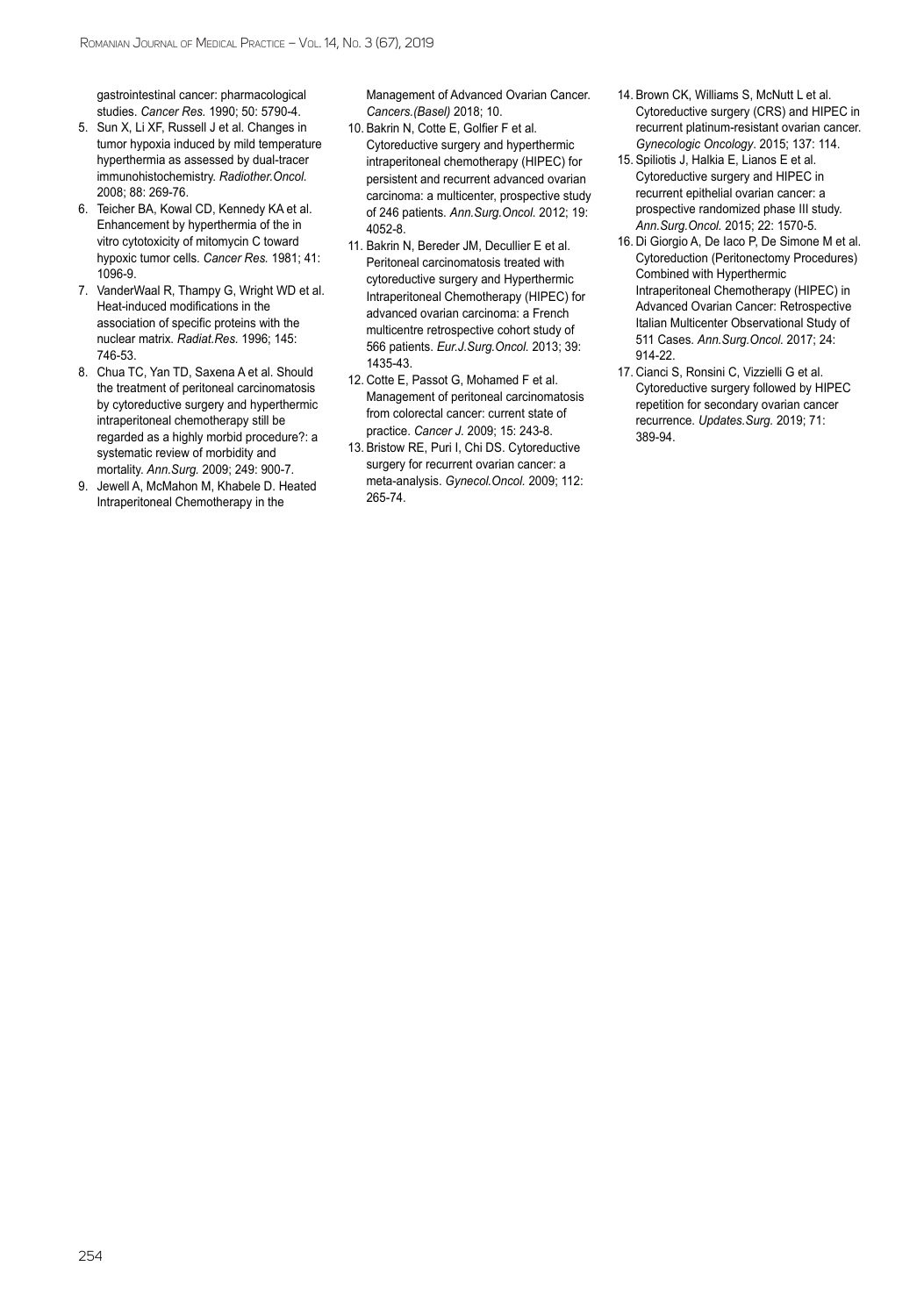gastrointestinal cancer: pharmacological studies. *Cancer Res.* 1990; 50: 5790-4.

5. Sun X, Li XF, Russell J et al. Changes in tumor hypoxia induced by mild temperature hyperthermia as assessed by dual-tracer immunohistochemistry. *Radiother.Oncol.* 2008; 88: 269-76.
6. Teicher BA, Kowal CD, Kennedy KA et al. Enhancement by hyperthermia of the in vitro cytotoxicity of mitomycin C toward hypoxic tumor cells. *Cancer Res.* 1981; 41: 1096-9.
7. VanderWaal R, Thampy G, Wright WD et al. Heat-induced modifications in the association of specific proteins with the nuclear matrix. *Radiat.Res.* 1996; 145: 746-53.
8. Chua TC, Yan TD, Saxena A et al. Should the treatment of peritoneal carcinomatosis by cytoreductive surgery and hyperthermic intraperitoneal chemotherapy still be regarded as a highly morbid procedure?: a systematic review of morbidity and mortality. *Ann.Surg.* 2009; 249: 900-7.
9. Jewell A, McMahon M, Khabele D. Heated Intraperitoneal Chemotherapy in the Management of Advanced Ovarian Cancer. *Cancers.(Basel)* 2018; 10.
10. Bakrin N, Cotte E, Golfier F et al. Cytoreductive surgery and hyperthermic intraperitoneal chemotherapy (HIPEC) for persistent and recurrent advanced ovarian carcinoma: a multicenter, prospective study of 246 patients. *Ann.Surg.Oncol.* 2012; 19: 4052-8.
11. Bakrin N, Bereder JM, Decullier E et al. Peritoneal carcinomatosis treated with cytoreductive surgery and Hyperthermic Intraperitoneal Chemotherapy (HIPEC) for advanced ovarian carcinoma: a French multicentre retrospective cohort study of 566 patients. *Eur.J.Surg.Oncol.* 2013; 39: 1435-43.
12. Cotte E, Passot G, Mohamed F et al. Management of peritoneal carcinomatosis from colorectal cancer: current state of practice. *Cancer J.* 2009; 15: 243-8.
13. Bristow RE, Puri I, Chi DS. Cytoreductive surgery for recurrent ovarian cancer: a meta-analysis. *Gynecol.Oncol.* 2009; 112: 265-74.
14. Brown CK, Williams S, McNutt L et al. Cytoreductive surgery (CRS) and HIPEC in recurrent platinum-resistant ovarian cancer. *Gynecologic Oncology*. 2015; 137: 114.
15. Spiliotis J, Halkia E, Lianos E et al. Cytoreductive surgery and HIPEC in recurrent epithelial ovarian cancer: a prospective randomized phase III study. *Ann.Surg.Oncol.* 2015; 22: 1570-5.
16. Di Giorgio A, De Iaco P, De Simone M et al. Cytoreduction (Peritonectomy Procedures) Combined with Hyperthermic Intraperitoneal Chemotherapy (HIPEC) in Advanced Ovarian Cancer: Retrospective Italian Multicenter Observational Study of 511 Cases. *Ann.Surg.Oncol.* 2017; 24: 914-22.
17. Cianci S, Ronsini C, Vizzielli G et al. Cytoreductive surgery followed by HIPEC repetition for secondary ovarian cancer recurrence. *Updates.Surg.* 2019; 71: 389-94.